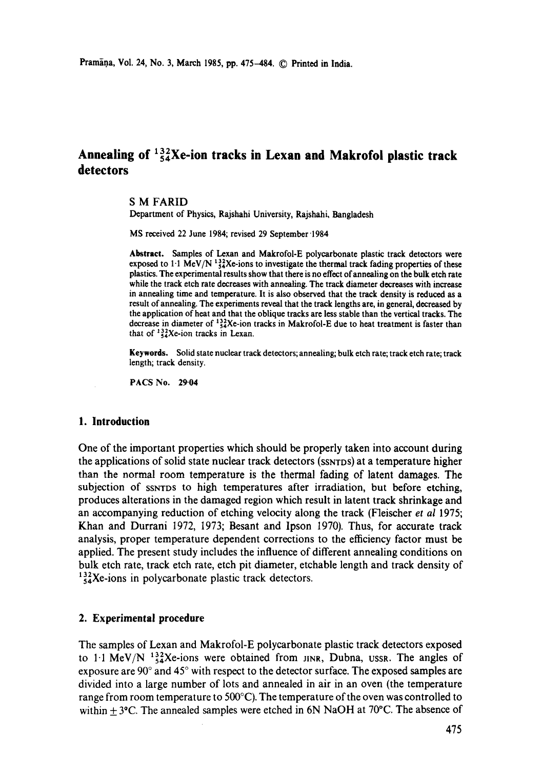# Annealing of $^{132}_{54}$Xe-ion tracks in Lexan and Makrofol plastic track detectors

S M FARID

Department of Physics, Rajshahi University, Rajshahi, Bangladesh

MS received 22 June 1984; revised 29 September 1984

**Abstract.** Samples of Lexan and Makrofol-E polycarbonate plastic track detectors were exposed to 1·1 MeV/N $^{132}_{54}$Xe-ions to investigate the thermal track fading properties of these plastics. The experimental results show that there is no effect of annealing on the bulk etch rate while the track etch rate decreases with annealing. The track diameter decreases with increase in annealing time and temperature. It is also observed that the track density is reduced as a result of annealing. The experiments reveal that the track lengths are, in general, decreased by the application of heat and that the oblique tracks are less stable than the vertical tracks. The decrease in diameter of $^{132}_{54}$Xe-ion tracks in Makrofol-E due to heat treatment is faster than that of $^{132}_{54}$Xe-ion tracks in Lexan.

**Keywords.** Solid state nuclear track detectors; annealing; bulk etch rate; track etch rate; track length; track density.

**PACS No.** 29·04

## 1. Introduction

One of the important properties which should be properly taken into account during the applications of solid state nuclear track detectors (SSNTDs) at a temperature higher than the normal room temperature is the thermal fading of latent damages. The subjection of SSNTDs to high temperatures after irradiation, but before etching, produces alterations in the damaged region which result in latent track shrinkage and an accompanying reduction of etching velocity along the track (Fleischer *et al* 1975; Khan and Durrani 1972, 1973; Besant and Ipson 1970). Thus, for accurate track analysis, proper temperature dependent corrections to the efficiency factor must be applied. The present study includes the influence of different annealing conditions on bulk etch rate, track etch rate, etch pit diameter, etchable length and track density of $^{132}_{54}$Xe-ions in polycarbonate plastic track detectors.

## 2. Experimental procedure

The samples of Lexan and Makrofol-E polycarbonate plastic track detectors exposed to 1·1 MeV/N $^{132}_{54}$Xe-ions were obtained from JINR, Dubna, USSR. The angles of exposure are 90° and 45° with respect to the detector surface. The exposed samples are divided into a large number of lots and annealed in air in an oven (the temperature range from room temperature to 500°C). The temperature of the oven was controlled to within ± 3°C. The annealed samples were etched in 6N NaOH at 70°C. The absence of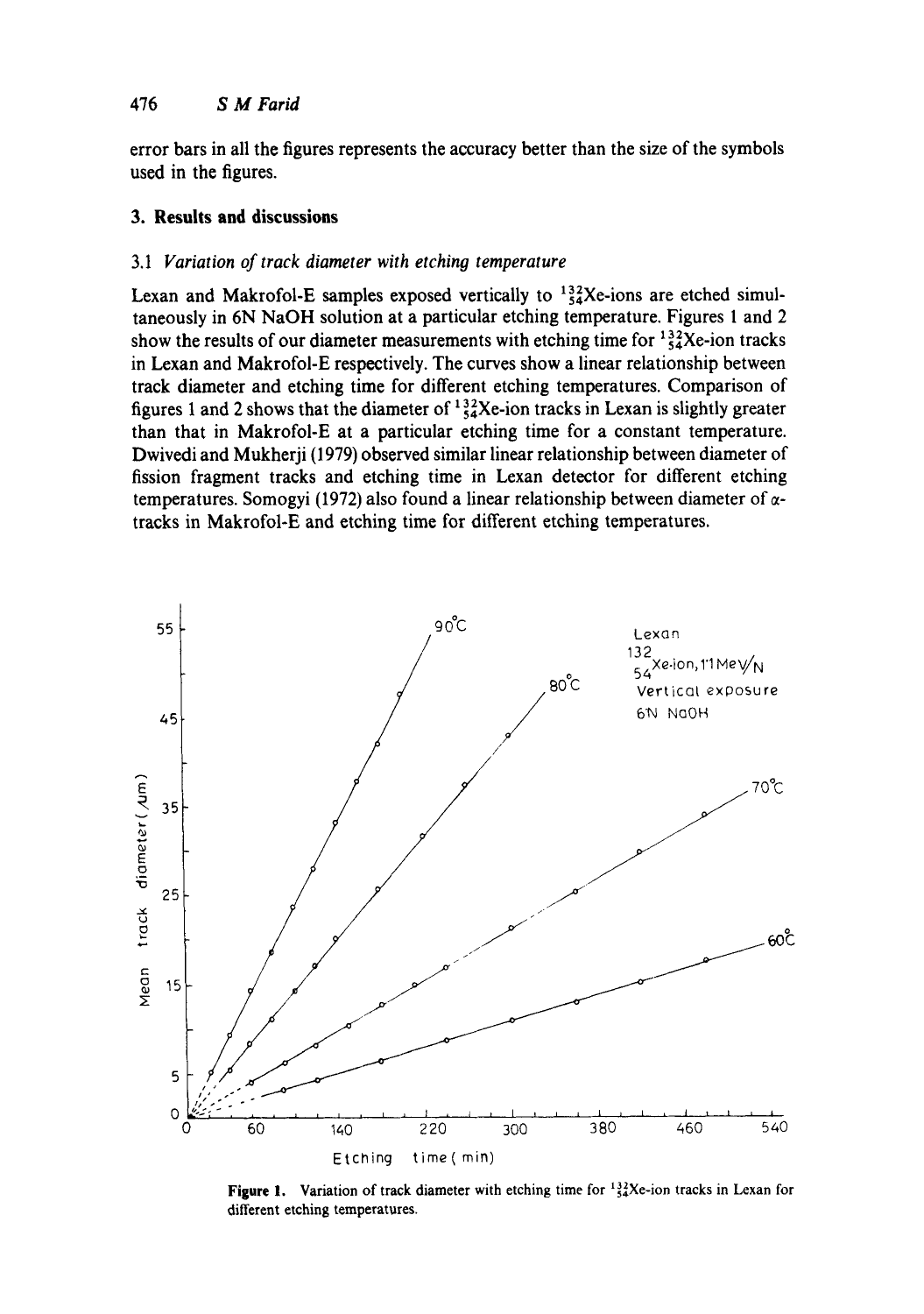error bars in all the figures represents the accuracy better than the size of the symbols used in the figures.

## 3. Results and discussions

### 3.1 *Variation of track diameter with etching temperature*

Lexan and Makrofol-E samples exposed vertically to $^{132}_{54}$Xe-ions are etched simultaneously in 6N NaOH solution at a particular etching temperature. Figures 1 and 2 show the results of our diameter measurements with etching time for $^{132}_{54}$Xe-ion tracks in Lexan and Makrofol-E respectively. The curves show a linear relationship between track diameter and etching time for different etching temperatures. Comparison of figures 1 and 2 shows that the diameter of $^{132}_{54}$Xe-ion tracks in Lexan is slightly greater than that in Makrofol-E at a particular etching time for a constant temperature. Dwivedi and Mukherji (1979) observed similar linear relationship between diameter of fission fragment tracks and etching time in Lexan detector for different etching temperatures. Somogyi (1972) also found a linear relationship between diameter of $\alpha$-tracks in Makrofol-E and etching time for different etching temperatures.

**Figure 1.** Variation of track diameter with etching time for $^{132}_{54}$Xe-ion tracks in Lexan for different etching temperatures.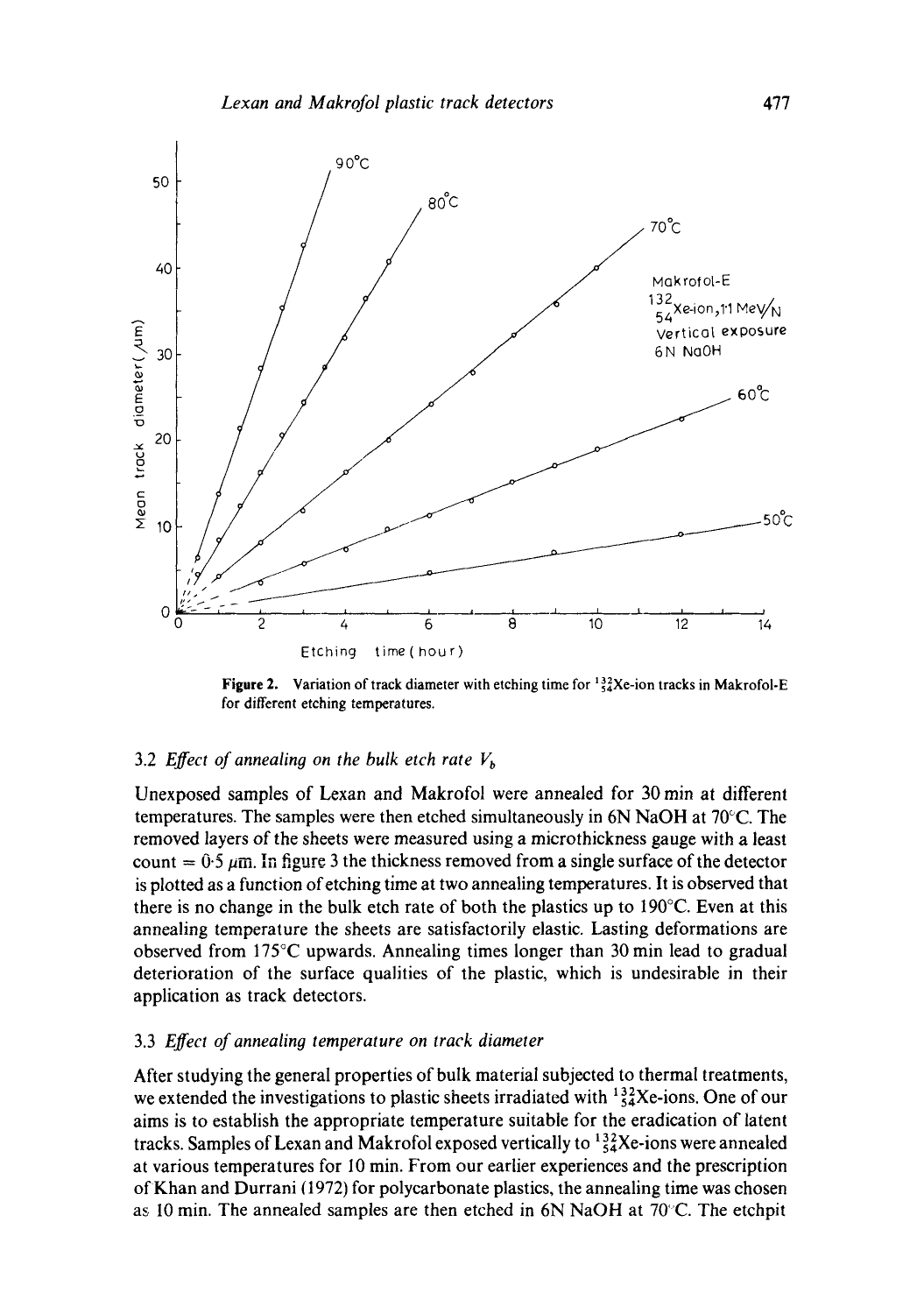**Figure 2.** Variation of track diameter with etching time for $^{132}_{54}$Xe-ion tracks in Makrofol-E for different etching temperatures.

### 3.2 *Effect of annealing on the bulk etch rate $V_b$*

Unexposed samples of Lexan and Makrofol were annealed for 30 min at different temperatures. The samples were then etched simultaneously in 6N NaOH at 70°C. The removed layers of the sheets were measured using a microthickness gauge with a least count = 0·5 $\mu$m. In figure 3 the thickness removed from a single surface of the detector is plotted as a function of etching time at two annealing temperatures. It is observed that there is no change in the bulk etch rate of both the plastics up to 190°C. Even at this annealing temperature the sheets are satisfactorily elastic. Lasting deformations are observed from 175°C upwards. Annealing times longer than 30 min lead to gradual deterioration of the surface qualities of the plastic, which is undesirable in their application as track detectors.

### 3.3 *Effect of annealing temperature on track diameter*

After studying the general properties of bulk material subjected to thermal treatments, we extended the investigations to plastic sheets irradiated with $^{132}_{54}$Xe-ions. One of our aims is to establish the appropriate temperature suitable for the eradication of latent tracks. Samples of Lexan and Makrofol exposed vertically to $^{132}_{54}$Xe-ions were annealed at various temperatures for 10 min. From our earlier experiences and the prescription of Khan and Durrani (1972) for polycarbonate plastics, the annealing time was chosen as 10 min. The annealed samples are then etched in 6N NaOH at 70°C. The etchpit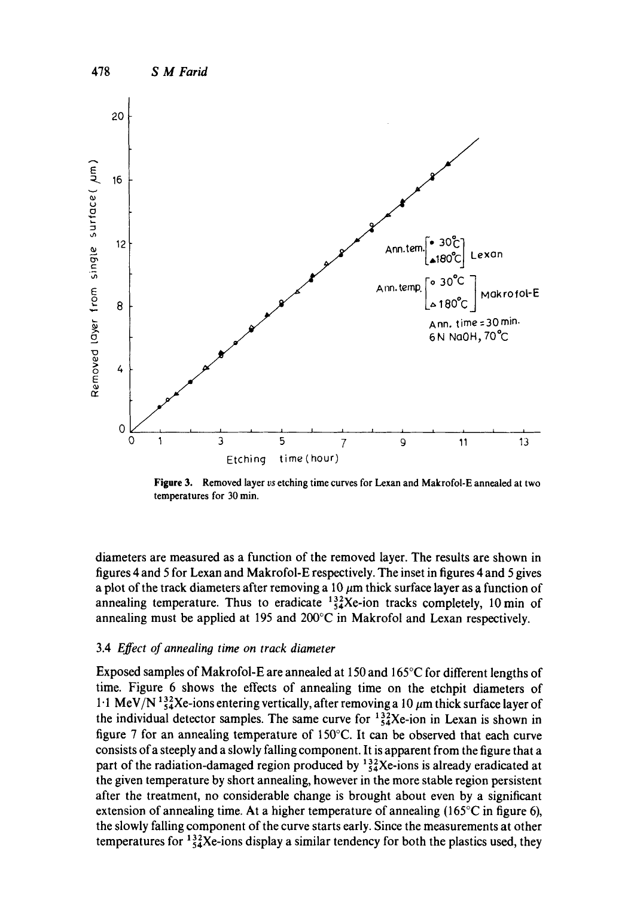**Figure 3.** Removed layer *vs* etching time curves for Lexan and Makrofol-E annealed at two temperatures for 30 min.

diameters are measured as a function of the removed layer. The results are shown in figures 4 and 5 for Lexan and Makrofol-E respectively. The inset in figures 4 and 5 gives a plot of the track diameters after removing a 10 $\mu$m thick surface layer as a function of annealing temperature. Thus to eradicate $^{132}_{54}$Xe-ion tracks completely, 10 min of annealing must be applied at 195 and 200°C in Makrofol and Lexan respectively.

### 3.4 *Effect of annealing time on track diameter*

Exposed samples of Makrofol-E are annealed at 150 and 165°C for different lengths of time. Figure 6 shows the effects of annealing time on the etchpit diameters of 1·1 MeV/N $^{132}_{54}$Xe-ions entering vertically, after removing a 10 $\mu$m thick surface layer of the individual detector samples. The same curve for $^{132}_{54}$Xe-ion in Lexan is shown in figure 7 for an annealing temperature of 150°C. It can be observed that each curve consists of a steeply and a slowly falling component. It is apparent from the figure that a part of the radiation-damaged region produced by $^{132}_{54}$Xe-ions is already eradicated at the given temperature by short annealing, however in the more stable region persistent after the treatment, no considerable change is brought about even by a significant extension of annealing time. At a higher temperature of annealing (165°C in figure 6), the slowly falling component of the curve starts early. Since the measurements at other temperatures for $^{132}_{54}$Xe-ions display a similar tendency for both the plastics used, they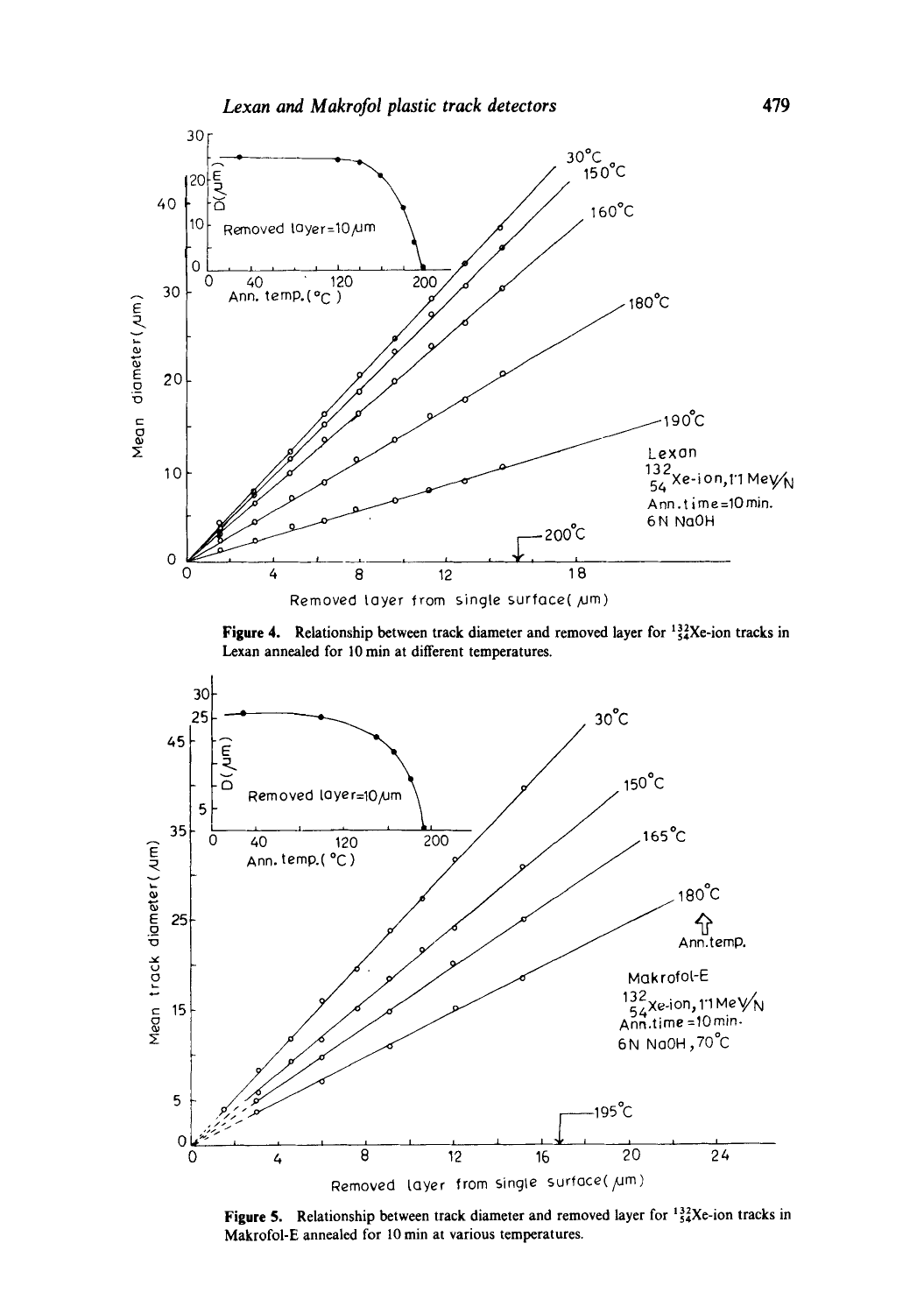**Figure 4.** Relationship between track diameter and removed layer for $^{132}_{54}$Xe-ion tracks in Lexan annealed for 10 min at different temperatures.

**Figure 5.** Relationship between track diameter and removed layer for $^{132}_{54}$Xe-ion tracks in Makrofol-E annealed for 10 min at various temperatures.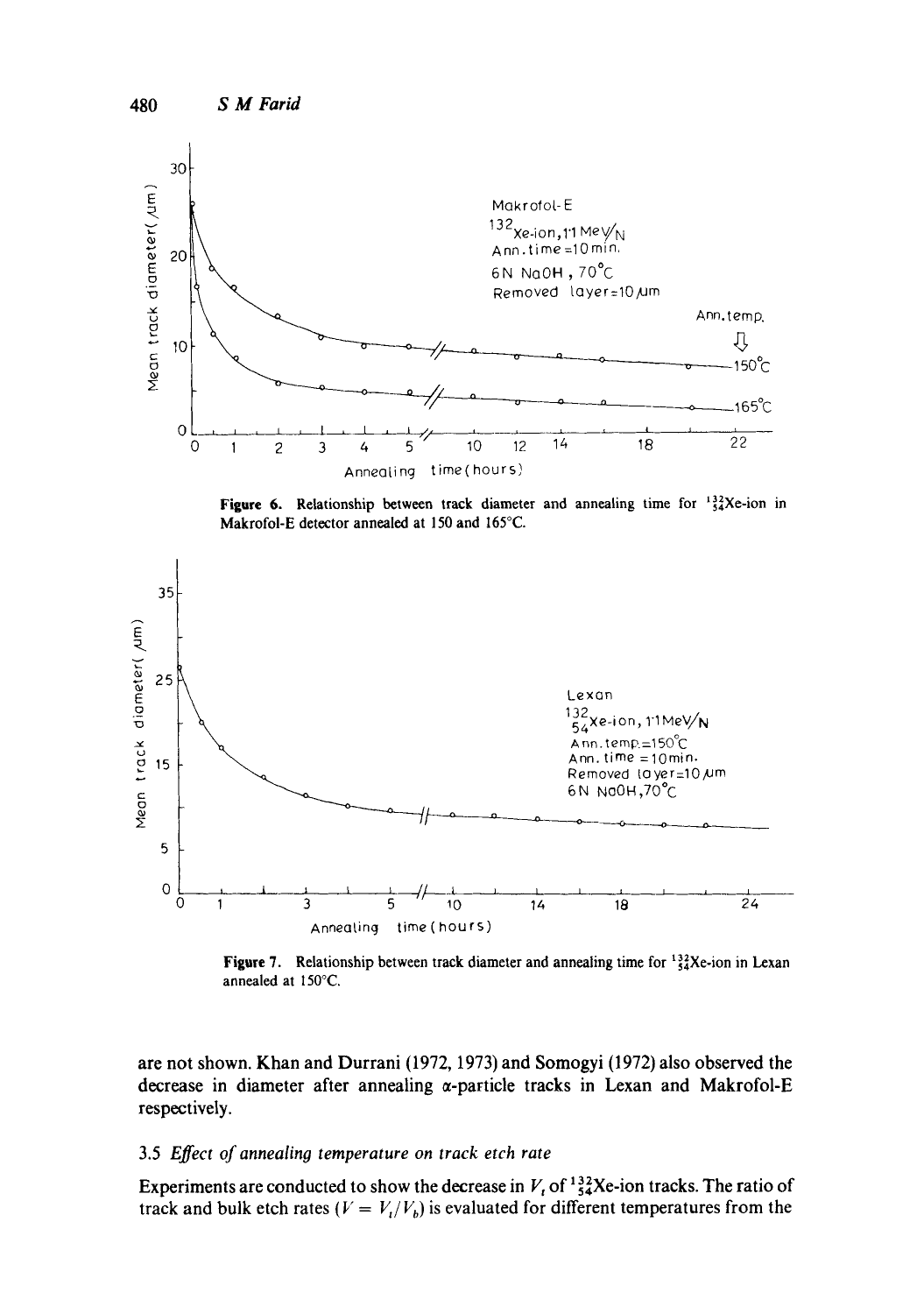**Figure 6.** Relationship between track diameter and annealing time for $^{132}_{54}$Xe-ion in Makrofol-E detector annealed at 150 and 165°C.

**Figure 7.** Relationship between track diameter and annealing time for $^{132}_{54}$Xe-ion in Lexan annealed at 150°C.

are not shown. Khan and Durrani (1972, 1973) and Somogyi (1972) also observed the decrease in diameter after annealing α-particle tracks in Lexan and Makrofol-E respectively.

### 3.5 *Effect of annealing temperature on track etch rate*

Experiments are conducted to show the decrease in $V_t$ of $^{132}_{54}$Xe-ion tracks. The ratio of track and bulk etch rates ($V = V_t/V_b$) is evaluated for different temperatures from the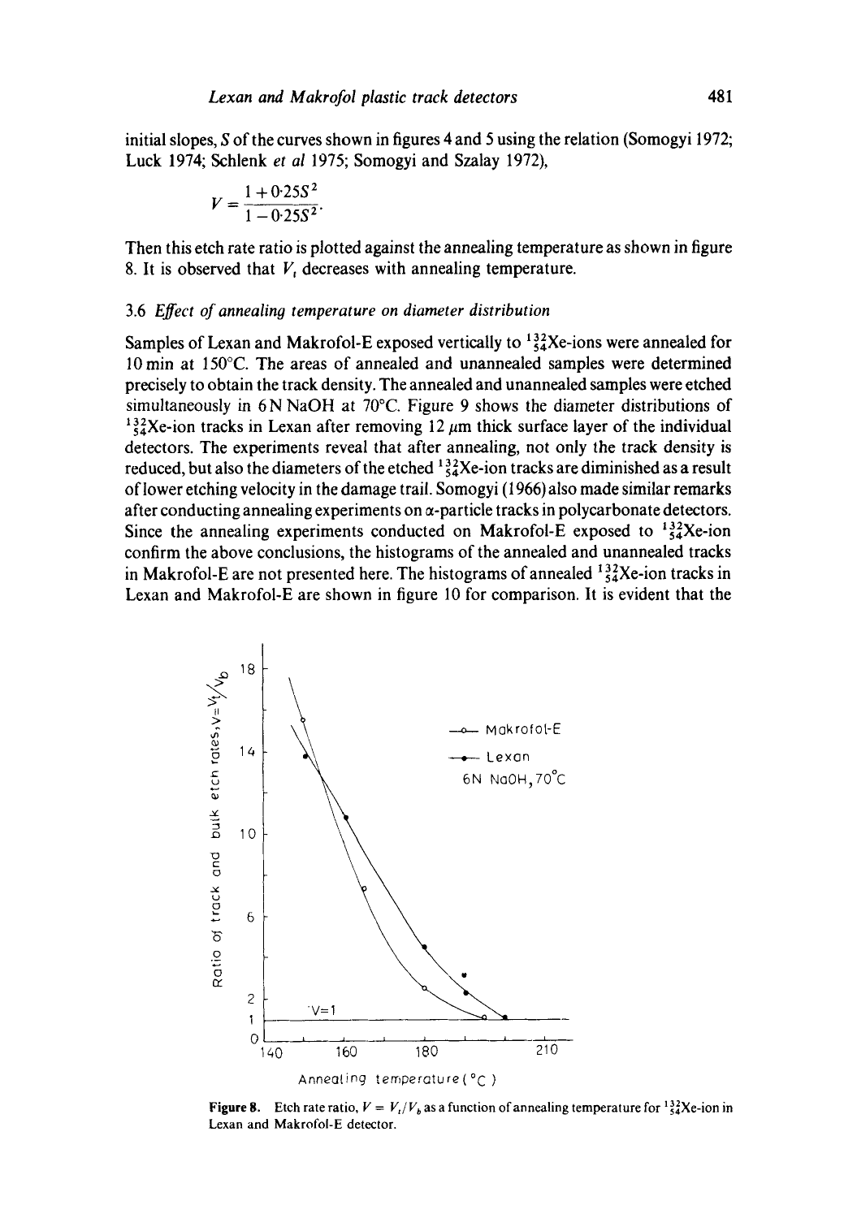initial slopes, $S$ of the curves shown in figures 4 and 5 using the relation (Somogyi 1972; Luck 1974; Schlenk *et al* 1975; Somogyi and Szalay 1972),

$$V = \frac{1 + 0{\cdot}25S^2}{1 - 0{\cdot}25S^2}.$$

Then this etch rate ratio is plotted against the annealing temperature as shown in figure 8. It is observed that $V_t$ decreases with annealing temperature.

### 3.6 *Effect of annealing temperature on diameter distribution*

Samples of Lexan and Makrofol-E exposed vertically to $^{132}_{54}$Xe-ions were annealed for 10 min at 150°C. The areas of annealed and unannealed samples were determined precisely to obtain the track density. The annealed and unannealed samples were etched simultaneously in 6 N NaOH at 70°C. Figure 9 shows the diameter distributions of $^{132}_{54}$Xe-ion tracks in Lexan after removing 12 $\mu$m thick surface layer of the individual detectors. The experiments reveal that after annealing, not only the track density is reduced, but also the diameters of the etched $^{132}_{54}$Xe-ion tracks are diminished as a result of lower etching velocity in the damage trail. Somogyi (1966) also made similar remarks after conducting annealing experiments on $\alpha$-particle tracks in polycarbonate detectors. Since the annealing experiments conducted on Makrofol-E exposed to $^{132}_{54}$Xe-ion confirm the above conclusions, the histograms of the annealed and unannealed tracks in Makrofol-E are not presented here. The histograms of annealed $^{132}_{54}$Xe-ion tracks in Lexan and Makrofol-E are shown in figure 10 for comparison. It is evident that the

**Figure 8.** Etch rate ratio, $V = V_t/V_b$ as a function of annealing temperature for $^{132}_{54}$Xe-ion in Lexan and Makrofol-E detector.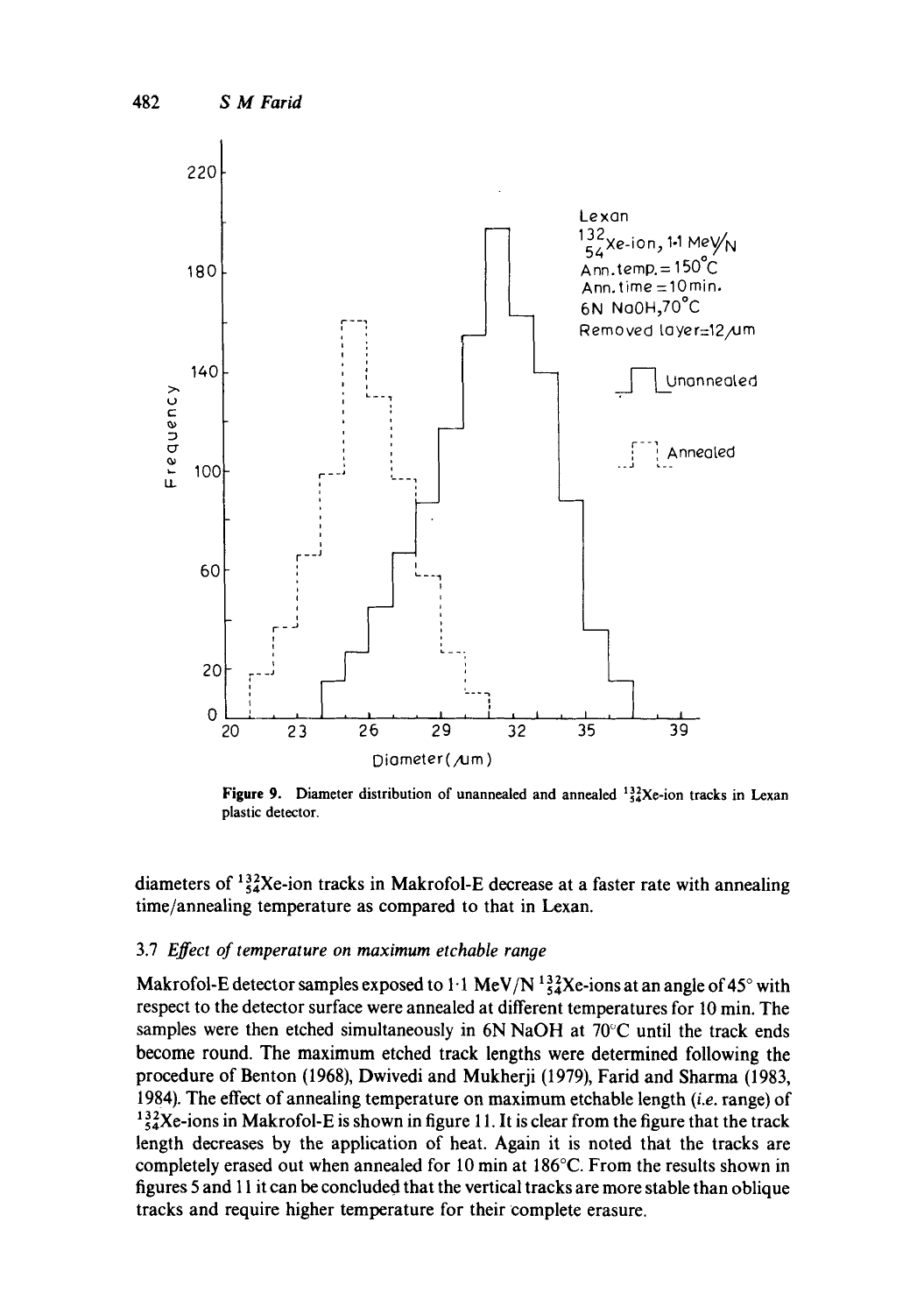Figure 9. Diameter distribution of unannealed and annealed $^{132}_{54}$Xe-ion tracks in Lexan plastic detector.

diameters of $^{132}_{54}$Xe-ion tracks in Makrofol-E decrease at a faster rate with annealing time/annealing temperature as compared to that in Lexan.

### 3.7 *Effect of temperature on maximum etchable range*

Makrofol-E detector samples exposed to 1·1 MeV/N $^{132}_{54}$Xe-ions at an angle of 45° with respect to the detector surface were annealed at different temperatures for 10 min. The samples were then etched simultaneously in 6N NaOH at 70°C until the track ends become round. The maximum etched track lengths were determined following the procedure of Benton (1968), Dwivedi and Mukherji (1979), Farid and Sharma (1983, 1984). The effect of annealing temperature on maximum etchable length (*i.e.* range) of $^{132}_{54}$Xe-ions in Makrofol-E is shown in figure 11. It is clear from the figure that the track length decreases by the application of heat. Again it is noted that the tracks are completely erased out when annealed for 10 min at 186°C. From the results shown in figures 5 and 11 it can be concluded that the vertical tracks are more stable than oblique tracks and require higher temperature for their complete erasure.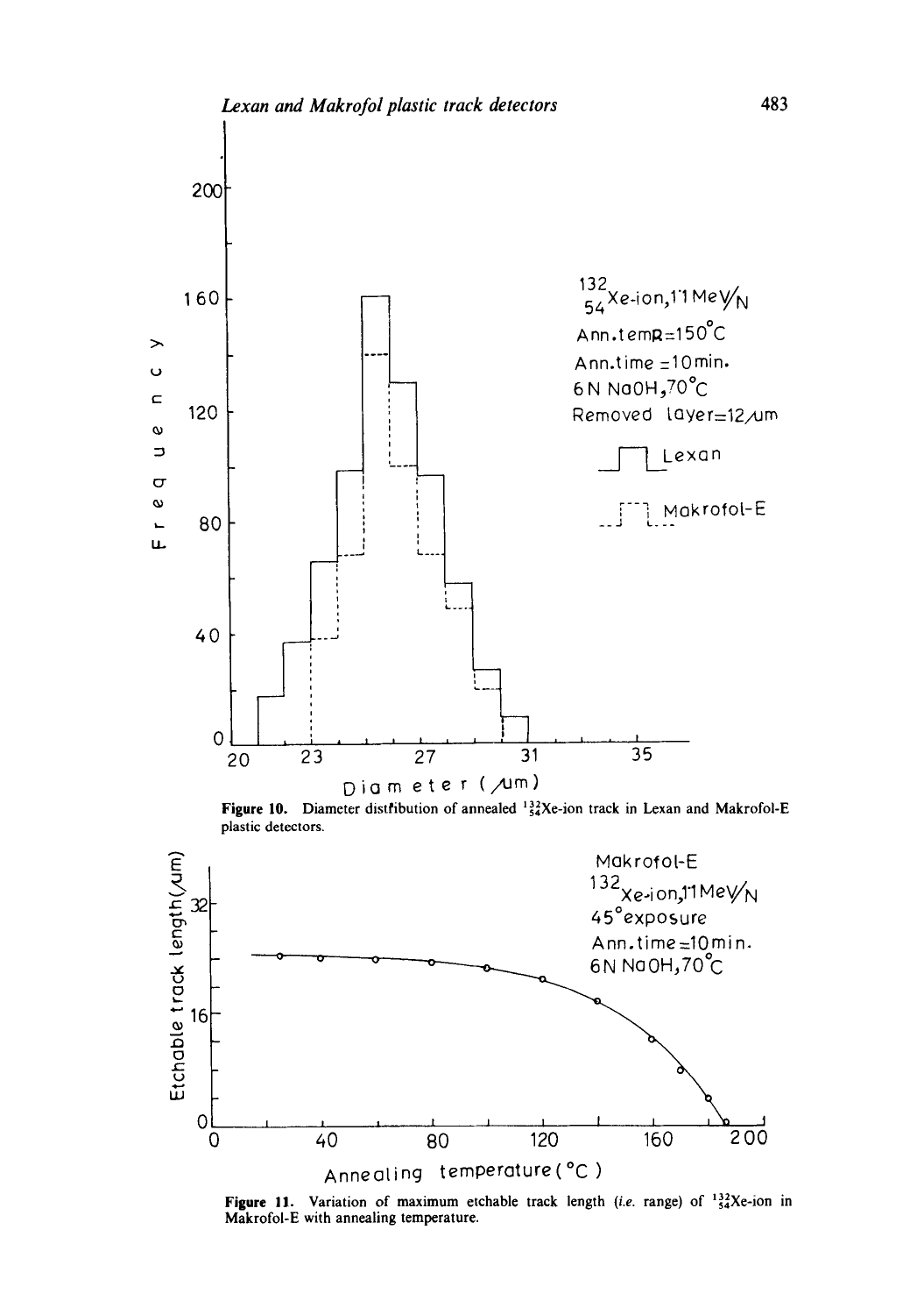**Figure 10.** Diameter distribution of annealed $^{132}_{54}$Xe-ion track in Lexan and Makrofol-E plastic detectors.

**Figure 11.** Variation of maximum etchable track length (*i.e.* range) of $^{132}_{54}$Xe-ion in Makrofol-E with annealing temperature.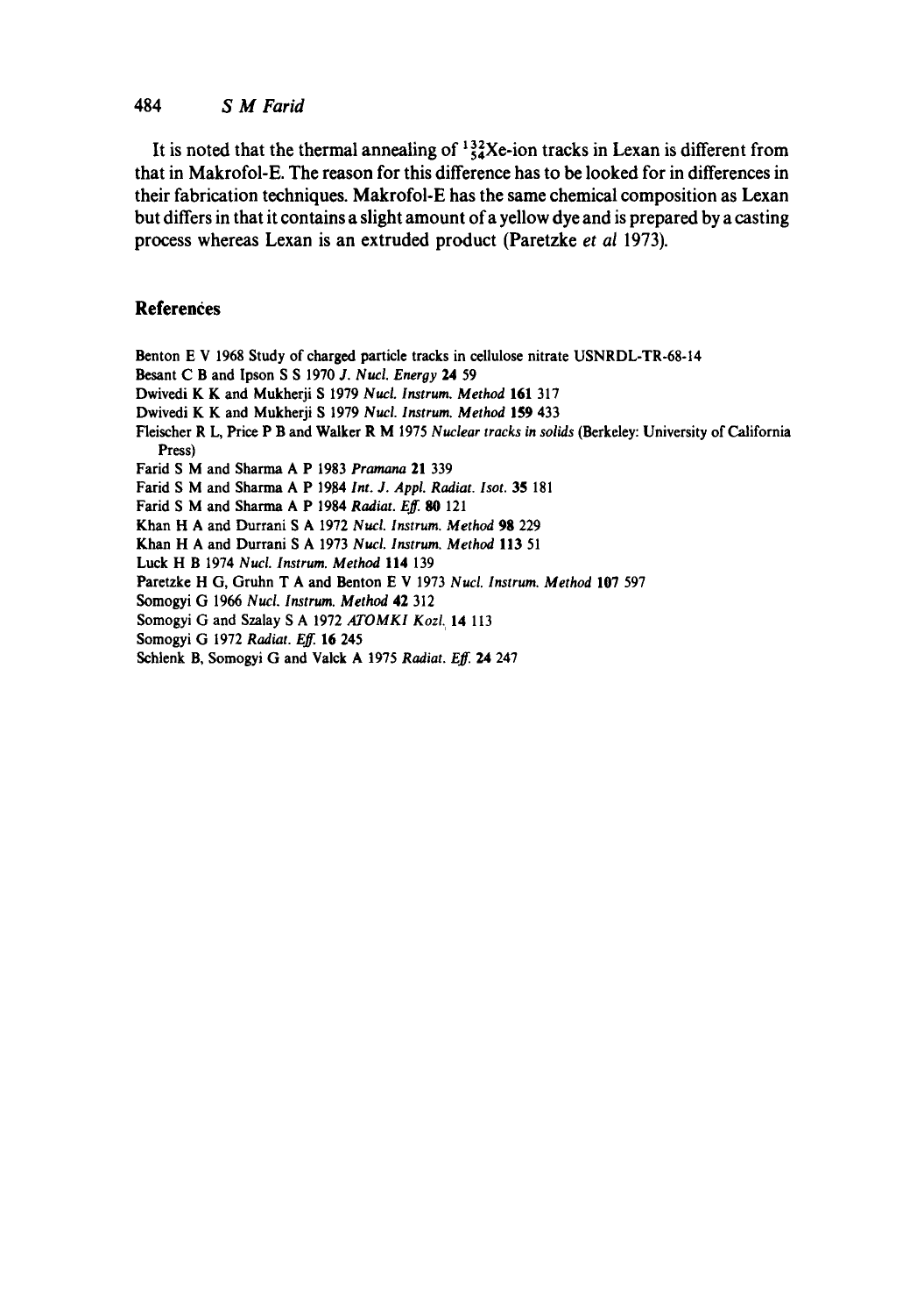It is noted that the thermal annealing of $^{132}_{54}$Xe-ion tracks in Lexan is different from that in Makrofol-E. The reason for this difference has to be looked for in differences in their fabrication techniques. Makrofol-E has the same chemical composition as Lexan but differs in that it contains a slight amount of a yellow dye and is prepared by a casting process whereas Lexan is an extruded product (Paretzke *et al* 1973).

## References

Benton E V 1968 Study of charged particle tracks in cellulose nitrate USNRDL-TR-68-14

Besant C B and Ipson S S 1970 *J. Nucl. Energy* **24** 59

Dwivedi K K and Mukherji S 1979 *Nucl. Instrum. Method* **161** 317

Dwivedi K K and Mukherji S 1979 *Nucl. Instrum. Method* **159** 433

Fleischer R L, Price P B and Walker R M 1975 *Nuclear tracks in solids* (Berkeley: University of California Press)

Farid S M and Sharma A P 1983 *Pramana* **21** 339

Farid S M and Sharma A P 1984 *Int. J. Appl. Radiat. Isot.* **35** 181

Farid S M and Sharma A P 1984 *Radiat. Eff.* **80** 121

Khan H A and Durrani S A 1972 *Nucl. Instrum. Method* **98** 229

Khan H A and Durrani S A 1973 *Nucl. Instrum. Method* **113** 51

Luck H B 1974 *Nucl. Instrum. Method* **114** 139

Paretzke H G, Gruhn T A and Benton E V 1973 *Nucl. Instrum. Method* **107** 597

Somogyi G 1966 *Nucl. Instrum. Method* **42** 312

Somogyi G and Szalay S A 1972 *ATOMKI Kozl.* **14** 113

Somogyi G 1972 *Radiat. Eff.* **16** 245

Schlenk B, Somogyi G and Valck A 1975 *Radiat. Eff.* **24** 247